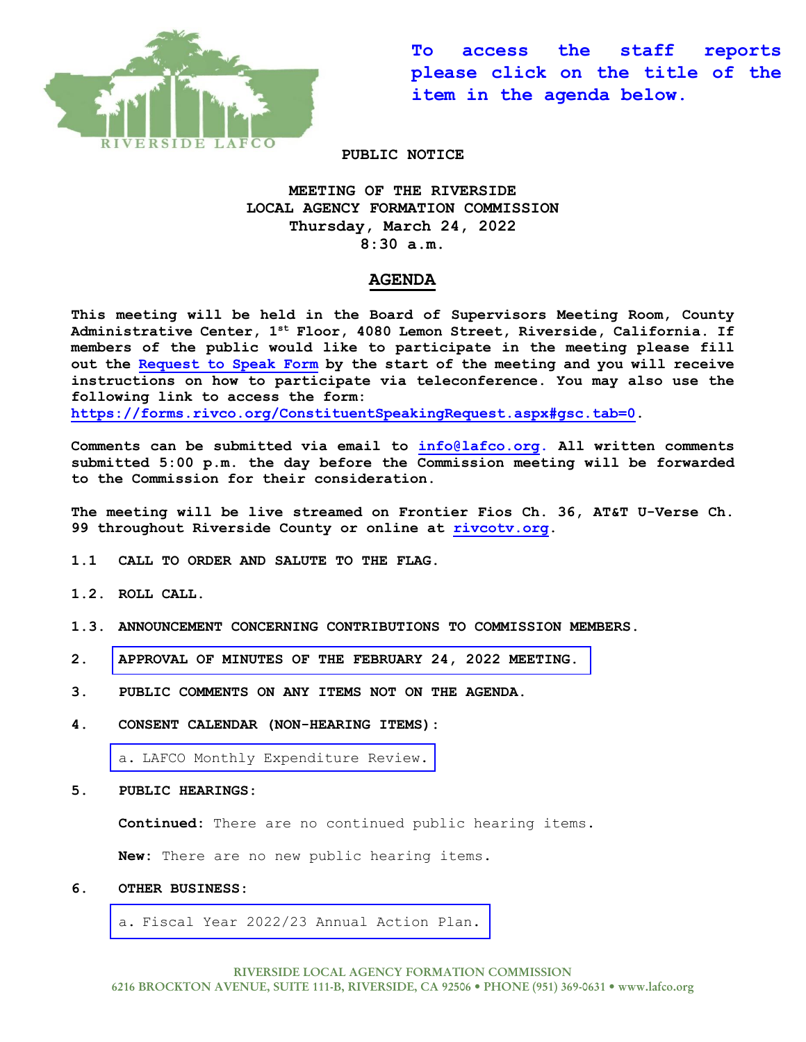To access the staff reports please click on the title of the item in the agenda below.

**PUBLIC NOTICE**

**MEETING OF THE RIVERSIDE**
**LOCAL AGENCY FORMATION COMMISSION**
**Thursday, March 24, 2022**
**8:30 a.m.**

## AGENDA

**This meeting will be held in the Board of Supervisors Meeting Room, County Administrative Center, 1st Floor, 4080 Lemon Street, Riverside, California. If members of the public would like to participate in the meeting please fill out the Request to Speak Form by the start of the meeting and you will receive instructions on how to participate via teleconference. You may also use the following link to access the form: https://forms.rivco.org/ConstituentSpeakingRequest.aspx#gsc.tab=0.**

**Comments can be submitted via email to info@lafco.org. All written comments submitted 5:00 p.m. the day before the Commission meeting will be forwarded to the Commission for their consideration.**

**The meeting will be live streamed on Frontier Fios Ch. 36, AT&T U-Verse Ch. 99 throughout Riverside County or online at rivcotv.org.**

**1.1 CALL TO ORDER AND SALUTE TO THE FLAG.**

**1.2. ROLL CALL.**

**1.3. ANNOUNCEMENT CONCERNING CONTRIBUTIONS TO COMMISSION MEMBERS.**

**2. APPROVAL OF MINUTES OF THE FEBRUARY 24, 2022 MEETING.**

**3. PUBLIC COMMENTS ON ANY ITEMS NOT ON THE AGENDA.**

**4. CONSENT CALENDAR (NON-HEARING ITEMS):**

a. LAFCO Monthly Expenditure Review.

**5. PUBLIC HEARINGS:**

**Continued:** There are no continued public hearing items.

**New:** There are no new public hearing items.

**6. OTHER BUSINESS:**

a. Fiscal Year 2022/23 Annual Action Plan.

RIVERSIDE LOCAL AGENCY FORMATION COMMISSION
6216 BROCKTON AVENUE, SUITE 111-B, RIVERSIDE, CA 92506 • PHONE (951) 369-0631 • www.lafco.org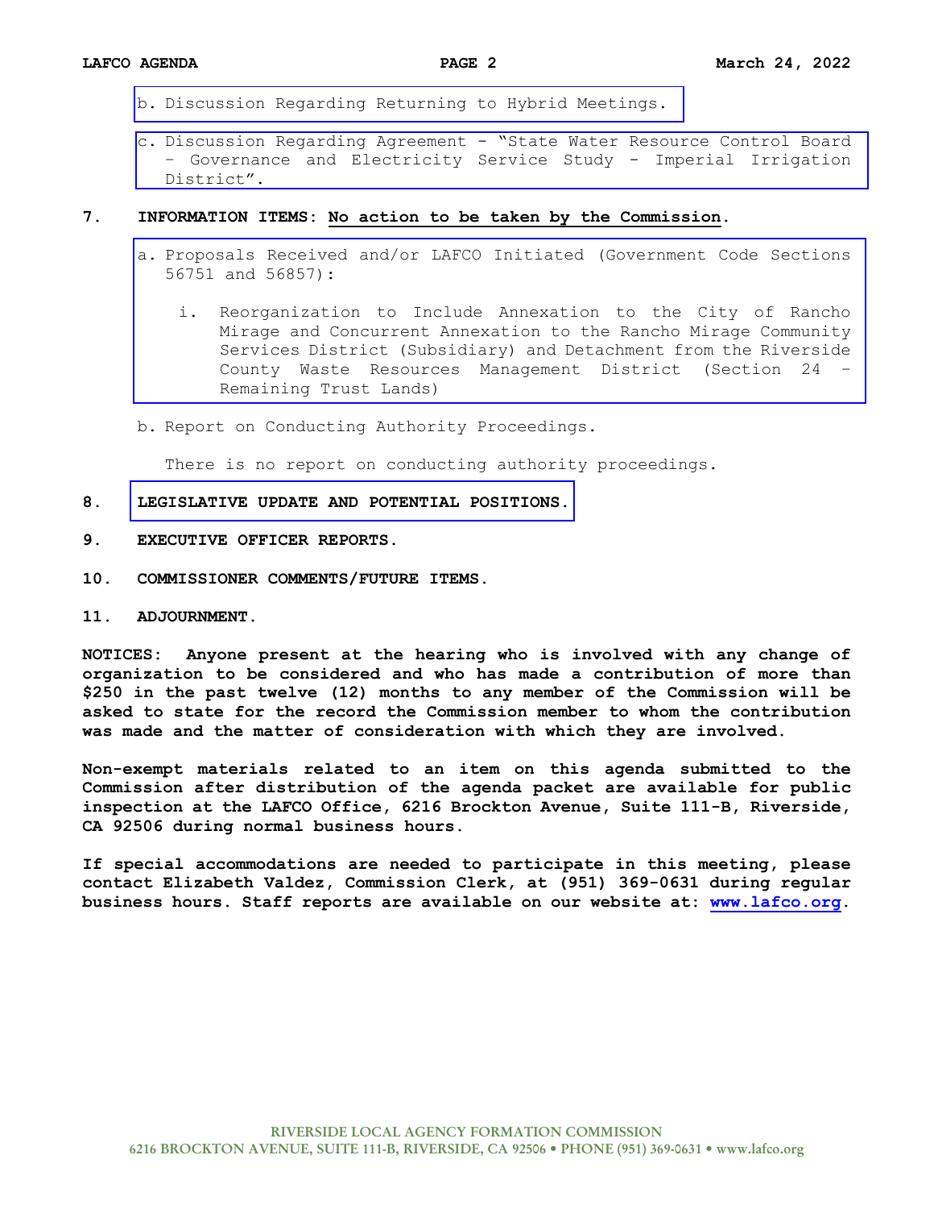b. Discussion Regarding Returning to Hybrid Meetings.

c. Discussion Regarding Agreement - "State Water Resource Control Board – Governance and Electricity Service Study - Imperial Irrigation District".

**7. INFORMATION ITEMS: No action to be taken by the Commission.**

a. Proposals Received and/or LAFCO Initiated (Government Code Sections 56751 and 56857):

   i. Reorganization to Include Annexation to the City of Rancho Mirage and Concurrent Annexation to the Rancho Mirage Community Services District (Subsidiary) and Detachment from the Riverside County Waste Resources Management District (Section 24 – Remaining Trust Lands)

b. Report on Conducting Authority Proceedings.

   There is no report on conducting authority proceedings.

**8. LEGISLATIVE UPDATE AND POTENTIAL POSITIONS.**

**9. EXECUTIVE OFFICER REPORTS.**

**10. COMMISSIONER COMMENTS/FUTURE ITEMS.**

**11. ADJOURNMENT.**

**NOTICES: Anyone present at the hearing who is involved with any change of organization to be considered and who has made a contribution of more than $250 in the past twelve (12) months to any member of the Commission will be asked to state for the record the Commission member to whom the contribution was made and the matter of consideration with which they are involved.**

**Non-exempt materials related to an item on this agenda submitted to the Commission after distribution of the agenda packet are available for public inspection at the LAFCO Office, 6216 Brockton Avenue, Suite 111-B, Riverside, CA 92506 during normal business hours.**

**If special accommodations are needed to participate in this meeting, please contact Elizabeth Valdez, Commission Clerk, at (951) 369-0631 during regular business hours. Staff reports are available on our website at: www.lafco.org.**